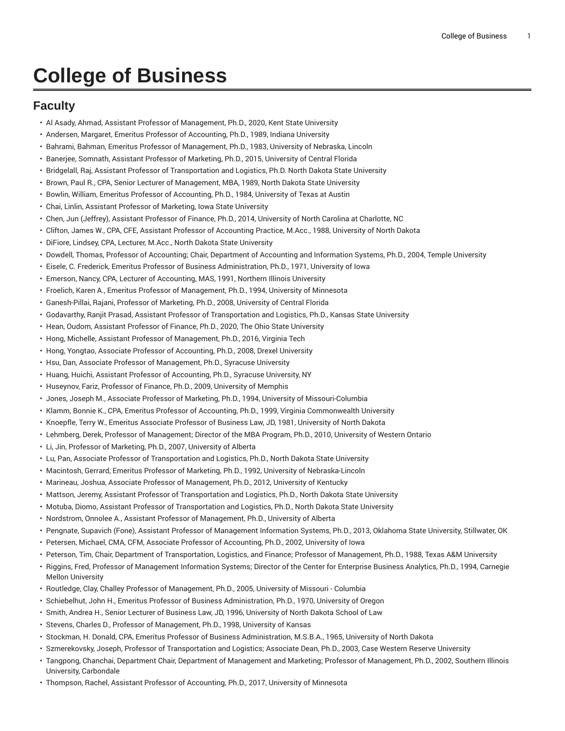# College of Business

## Faculty

- Al Asady, Ahmad, Assistant Professor of Management, Ph.D., 2020, Kent State University
- Andersen, Margaret, Emeritus Professor of Accounting, Ph.D., 1989, Indiana University
- Bahrami, Bahman, Emeritus Professor of Management, Ph.D., 1983, University of Nebraska, Lincoln
- Banerjee, Somnath, Assistant Professor of Marketing, Ph.D., 2015, University of Central Florida
- Bridgelall, Raj, Assistant Professor of Transportation and Logistics, Ph.D. North Dakota State University
- Brown, Paul R., CPA, Senior Lecturer of Management, MBA, 1989, North Dakota State University
- Bowlin, William, Emeritus Professor of Accounting, Ph.D., 1984, University of Texas at Austin
- Chai, Linlin, Assistant Professor of Marketing, Iowa State University
- Chen, Jun (Jeffrey), Assistant Professor of Finance, Ph.D., 2014, University of North Carolina at Charlotte, NC
- Clifton, James W., CPA, CFE, Assistant Professor of Accounting Practice, M.Acc., 1988, University of North Dakota
- DiFiore, Lindsey, CPA, Lecturer, M.Acc., North Dakota State University
- Dowdell, Thomas, Professor of Accounting; Chair, Department of Accounting and Information Systems, Ph.D., 2004, Temple University
- Eisele, C. Frederick, Emeritus Professor of Business Administration, Ph.D., 1971, University of Iowa
- Emerson, Nancy, CPA, Lecturer of Accounting, MAS, 1991, Northern Illinois University
- Froelich, Karen A., Emeritus Professor of Management, Ph.D., 1994, University of Minnesota
- Ganesh-Pillai, Rajani, Professor of Marketing, Ph.D., 2008, University of Central Florida
- Godavarthy, Ranjit Prasad, Assistant Professor of Transportation and Logistics, Ph.D., Kansas State University
- Hean, Oudom, Assistant Professor of Finance, Ph.D., 2020, The Ohio State University
- Hong, Michelle, Assistant Professor of Management, Ph.D., 2016, Virginia Tech
- Hong, Yongtao, Associate Professor of Accounting, Ph.D., 2008, Drexel University
- Hsu, Dan, Associate Professor of Management, Ph.D., Syracuse University
- Huang, Huichi, Assistant Professor of Accounting, Ph.D., Syracuse University, NY
- Huseynov, Fariz, Professor of Finance, Ph.D., 2009, University of Memphis
- Jones, Joseph M., Associate Professor of Marketing, Ph.D., 1994, University of Missouri-Columbia
- Klamm, Bonnie K., CPA, Emeritus Professor of Accounting, Ph.D., 1999, Virginia Commonwealth University
- Knoepfle, Terry W., Emeritus Associate Professor of Business Law, JD, 1981, University of North Dakota
- Lehmberg, Derek, Professor of Management; Director of the MBA Program, Ph.D., 2010, University of Western Ontario
- Li, Jin, Professor of Marketing, Ph.D., 2007, University of Alberta
- Lu, Pan, Associate Professor of Transportation and Logistics, Ph.D., North Dakota State University
- Macintosh, Gerrard, Emeritus Professor of Marketing, Ph.D., 1992, University of Nebraska-Lincoln
- Marineau, Joshua, Associate Professor of Management, Ph.D., 2012, University of Kentucky
- Mattson, Jeremy, Assistant Professor of Transportation and Logistics, Ph.D., North Dakota State University
- Motuba, Diomo, Assistant Professor of Transportation and Logistics, Ph.D., North Dakota State University
- Nordstrom, Onnolee A., Assistant Professor of Management, Ph.D., University of Alberta
- Pengnate, Supavich (Fone), Assistant Professor of Management Information Systems, Ph.D., 2013, Oklahoma State University, Stillwater, OK
- Petersen, Michael, CMA, CFM, Associate Professor of Accounting, Ph.D., 2002, University of Iowa
- Peterson, Tim, Chair, Department of Transportation, Logistics, and Finance; Professor of Management, Ph.D., 1988, Texas A&M University
- Riggins, Fred, Professor of Management Information Systems; Director of the Center for Enterprise Business Analytics, Ph.D., 1994, Carnegie Mellon University
- Routledge, Clay, Challey Professor of Management, Ph.D., 2005, University of Missouri - Columbia
- Schiebelhut, John H., Emeritus Professor of Business Administration, Ph.D., 1970, University of Oregon
- Smith, Andrea H., Senior Lecturer of Business Law, JD, 1996, University of North Dakota School of Law
- Stevens, Charles D., Professor of Management, Ph.D., 1998, University of Kansas
- Stockman, H. Donald, CPA, Emeritus Professor of Business Administration, M.S.B.A., 1965, University of North Dakota
- Szmerekovsky, Joseph, Professor of Transportation and Logistics; Associate Dean, Ph.D., 2003, Case Western Reserve University
- Tangpong, Chanchai, Department Chair, Department of Management and Marketing; Professor of Management, Ph.D., 2002, Southern Illinois University, Carbondale
- Thompson, Rachel, Assistant Professor of Accounting, Ph.D., 2017, University of Minnesota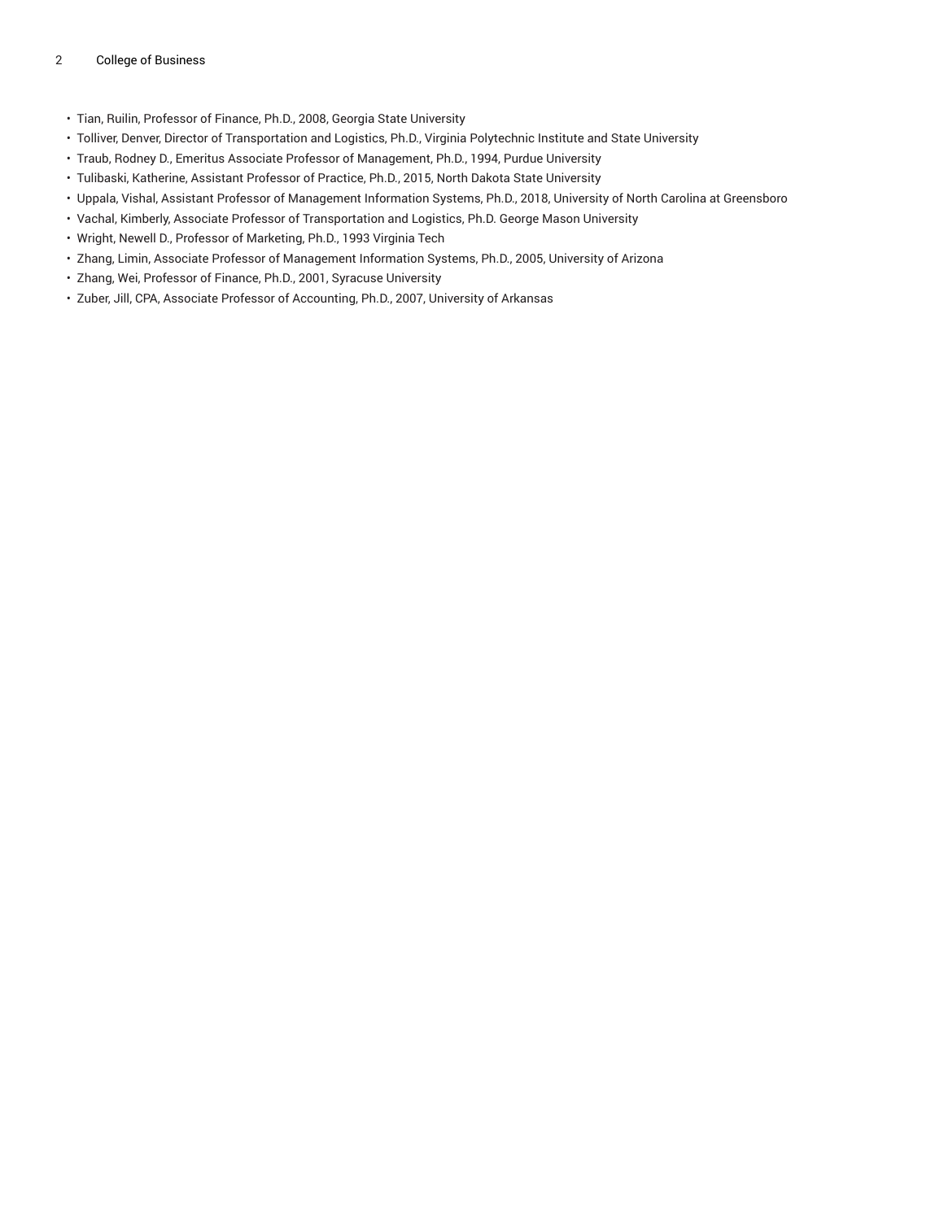- Tian, Ruilin, Professor of Finance, Ph.D., 2008, Georgia State University
- Tolliver, Denver, Director of Transportation and Logistics, Ph.D., Virginia Polytechnic Institute and State University
- Traub, Rodney D., Emeritus Associate Professor of Management, Ph.D., 1994, Purdue University
- Tulibaski, Katherine, Assistant Professor of Practice, Ph.D., 2015, North Dakota State University
- Uppala, Vishal, Assistant Professor of Management Information Systems, Ph.D., 2018, University of North Carolina at Greensboro
- Vachal, Kimberly, Associate Professor of Transportation and Logistics, Ph.D. George Mason University
- Wright, Newell D., Professor of Marketing, Ph.D., 1993 Virginia Tech
- Zhang, Limin, Associate Professor of Management Information Systems, Ph.D., 2005, University of Arizona
- Zhang, Wei, Professor of Finance, Ph.D., 2001, Syracuse University
- Zuber, Jill, CPA, Associate Professor of Accounting, Ph.D., 2007, University of Arkansas